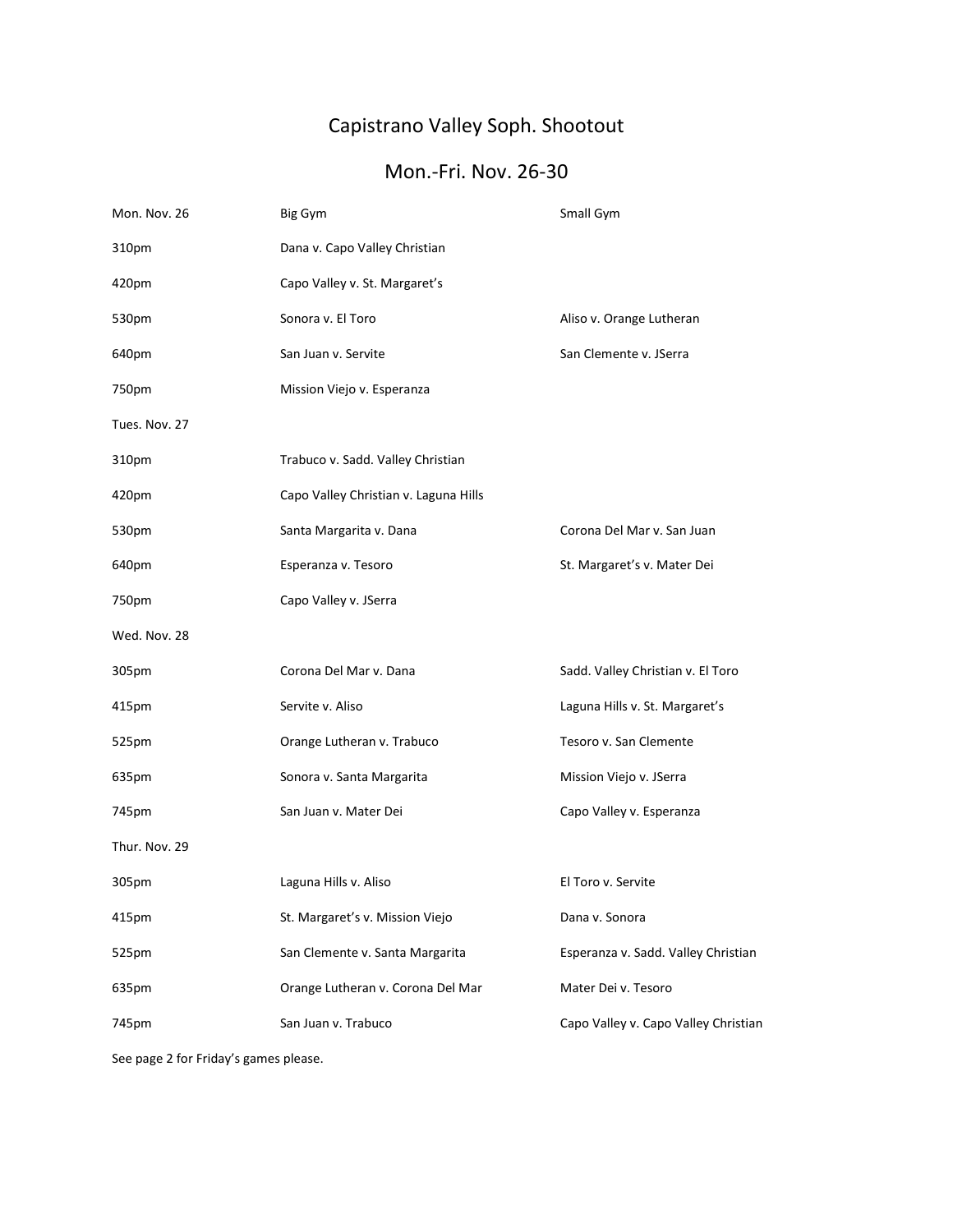# Capistrano Valley Soph. Shootout

## Mon.-Fri. Nov. 26-30

| Mon. Nov. 26 | Big Gym | Small Gym |
| --- | --- | --- |
| 310pm | Dana v. Capo Valley Christian | |
| 420pm | Capo Valley v. St. Margaret's | |
| 530pm | Sonora v. El Toro | Aliso v. Orange Lutheran |
| 640pm | San Juan v. Servite | San Clemente v. JSerra |
| 750pm | Mission Viejo v. Esperanza | |
| Tues. Nov. 27 | | |
| 310pm | Trabuco v. Sadd. Valley Christian | |
| 420pm | Capo Valley Christian v. Laguna Hills | |
| 530pm | Santa Margarita v. Dana | Corona Del Mar v. San Juan |
| 640pm | Esperanza v. Tesoro | St. Margaret's v. Mater Dei |
| 750pm | Capo Valley v. JSerra | |
| Wed. Nov. 28 | | |
| 305pm | Corona Del Mar v. Dana | Sadd. Valley Christian v. El Toro |
| 415pm | Servite v. Aliso | Laguna Hills v. St. Margaret's |
| 525pm | Orange Lutheran v. Trabuco | Tesoro v. San Clemente |
| 635pm | Sonora v. Santa Margarita | Mission Viejo v. JSerra |
| 745pm | San Juan v. Mater Dei | Capo Valley v. Esperanza |
| Thur. Nov. 29 | | |
| 305pm | Laguna Hills v. Aliso | El Toro v. Servite |
| 415pm | St. Margaret's v. Mission Viejo | Dana v. Sonora |
| 525pm | San Clemente v. Santa Margarita | Esperanza v. Sadd. Valley Christian |
| 635pm | Orange Lutheran v. Corona Del Mar | Mater Dei v. Tesoro |
| 745pm | San Juan v. Trabuco | Capo Valley v. Capo Valley Christian |

See page 2 for Friday's games please.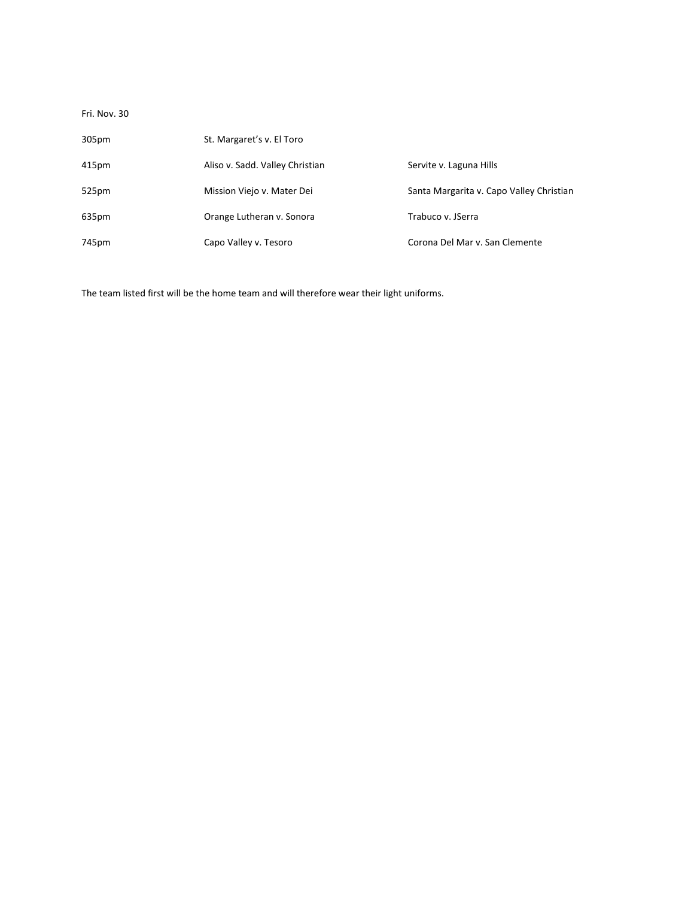Fri. Nov. 30

| | | |
|---|---|---|
| 305pm | St. Margaret's v. El Toro | |
| 415pm | Aliso v. Sadd. Valley Christian | Servite v. Laguna Hills |
| 525pm | Mission Viejo v. Mater Dei | Santa Margarita v. Capo Valley Christian |
| 635pm | Orange Lutheran v. Sonora | Trabuco v. JSerra |
| 745pm | Capo Valley v. Tesoro | Corona Del Mar v. San Clemente |

The team listed first will be the home team and will therefore wear their light uniforms.